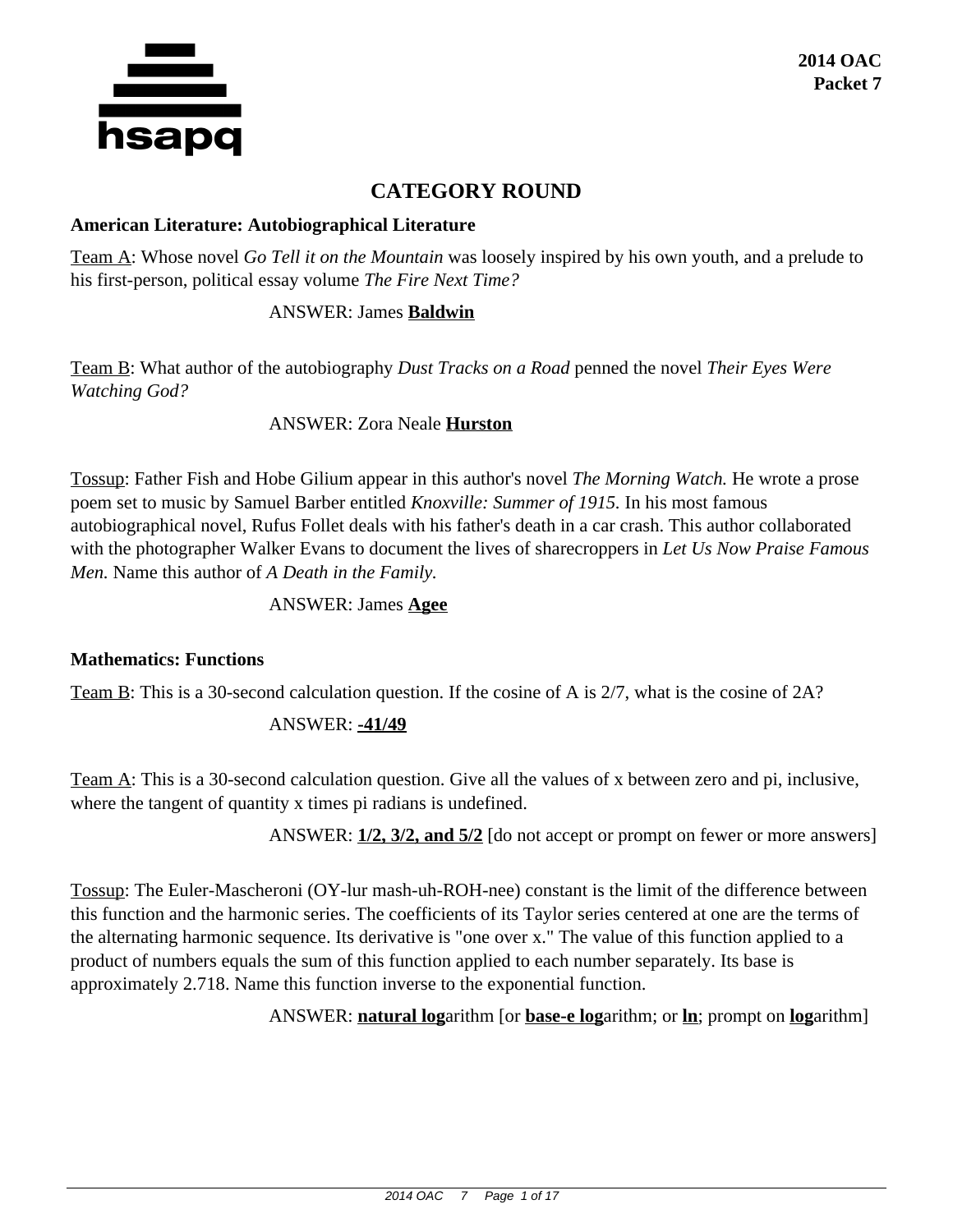# CATEGORY ROUND

### American Literature: Autobiographical Literature

Team A: Whose novel *Go Tell it on the Mountain* was loosely inspired by his own youth, and a prelude to his first-person, political essay volume *The Fire Next Time?*

ANSWER: James **Baldwin**

Team B: What author of the autobiography *Dust Tracks on a Road* penned the novel *Their Eyes Were Watching God?*

ANSWER: Zora Neale **Hurston**

Tossup: Father Fish and Hobe Gilium appear in this author's novel *The Morning Watch.* He wrote a prose poem set to music by Samuel Barber entitled *Knoxville: Summer of 1915.* In his most famous autobiographical novel, Rufus Follet deals with his father's death in a car crash. This author collaborated with the photographer Walker Evans to document the lives of sharecroppers in *Let Us Now Praise Famous Men.* Name this author of *A Death in the Family.*

ANSWER: James **Agee**

### Mathematics: Functions

Team B: This is a 30-second calculation question. If the cosine of A is 2/7, what is the cosine of 2A?

ANSWER: **-41/49**

Team A: This is a 30-second calculation question. Give all the values of x between zero and pi, inclusive, where the tangent of quantity x times pi radians is undefined.

ANSWER: **1/2, 3/2, and 5/2** [do not accept or prompt on fewer or more answers]

Tossup: The Euler-Mascheroni (OY-lur mash-uh-ROH-nee) constant is the limit of the difference between this function and the harmonic series. The coefficients of its Taylor series centered at one are the terms of the alternating harmonic sequence. Its derivative is "one over x." The value of this function applied to a product of numbers equals the sum of this function applied to each number separately. Its base is approximately 2.718. Name this function inverse to the exponential function.

ANSWER: **natural log**arithm [or **base-e log**arithm; or **ln**; prompt on **log**arithm]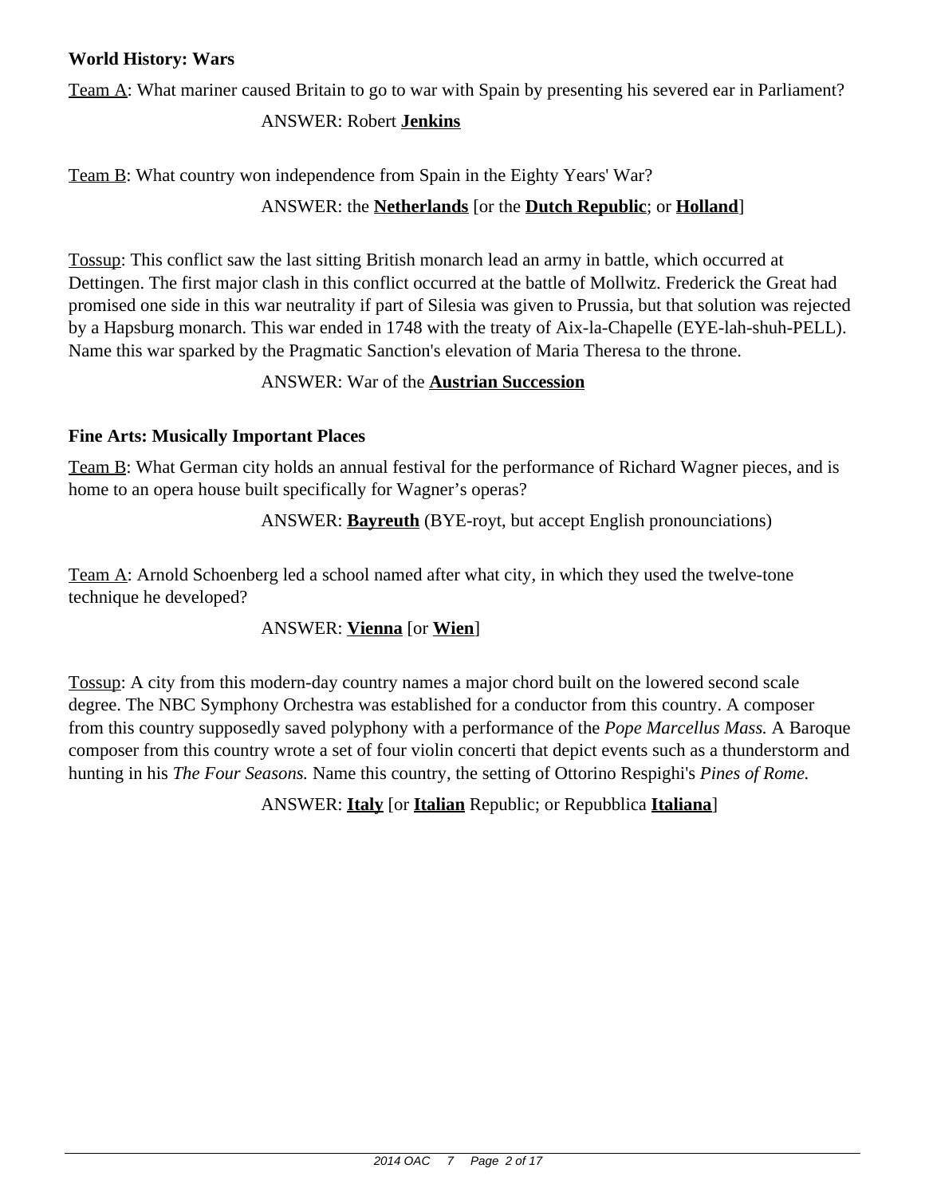### World History: Wars

Team A: What mariner caused Britain to go to war with Spain by presenting his severed ear in Parliament?

ANSWER: Robert **Jenkins**

Team B: What country won independence from Spain in the Eighty Years' War?

ANSWER: the **Netherlands** [or the **Dutch Republic**; or **Holland**]

Tossup: This conflict saw the last sitting British monarch lead an army in battle, which occurred at Dettingen. The first major clash in this conflict occurred at the battle of Mollwitz. Frederick the Great had promised one side in this war neutrality if part of Silesia was given to Prussia, but that solution was rejected by a Hapsburg monarch. This war ended in 1748 with the treaty of Aix-la-Chapelle (EYE-lah-shuh-PELL). Name this war sparked by the Pragmatic Sanction's elevation of Maria Theresa to the throne.

ANSWER: War of the **Austrian Succession**

### Fine Arts: Musically Important Places

Team B: What German city holds an annual festival for the performance of Richard Wagner pieces, and is home to an opera house built specifically for Wagner's operas?

ANSWER: **Bayreuth** (BYE-royt, but accept English pronounciations)

Team A: Arnold Schoenberg led a school named after what city, in which they used the twelve-tone technique he developed?

ANSWER: **Vienna** [or **Wien**]

Tossup: A city from this modern-day country names a major chord built on the lowered second scale degree. The NBC Symphony Orchestra was established for a conductor from this country. A composer from this country supposedly saved polyphony with a performance of the *Pope Marcellus Mass.* A Baroque composer from this country wrote a set of four violin concerti that depict events such as a thunderstorm and hunting in his *The Four Seasons.* Name this country, the setting of Ottorino Respighi's *Pines of Rome.*

ANSWER: **Italy** [or **Italian** Republic; or Repubblica **Italiana**]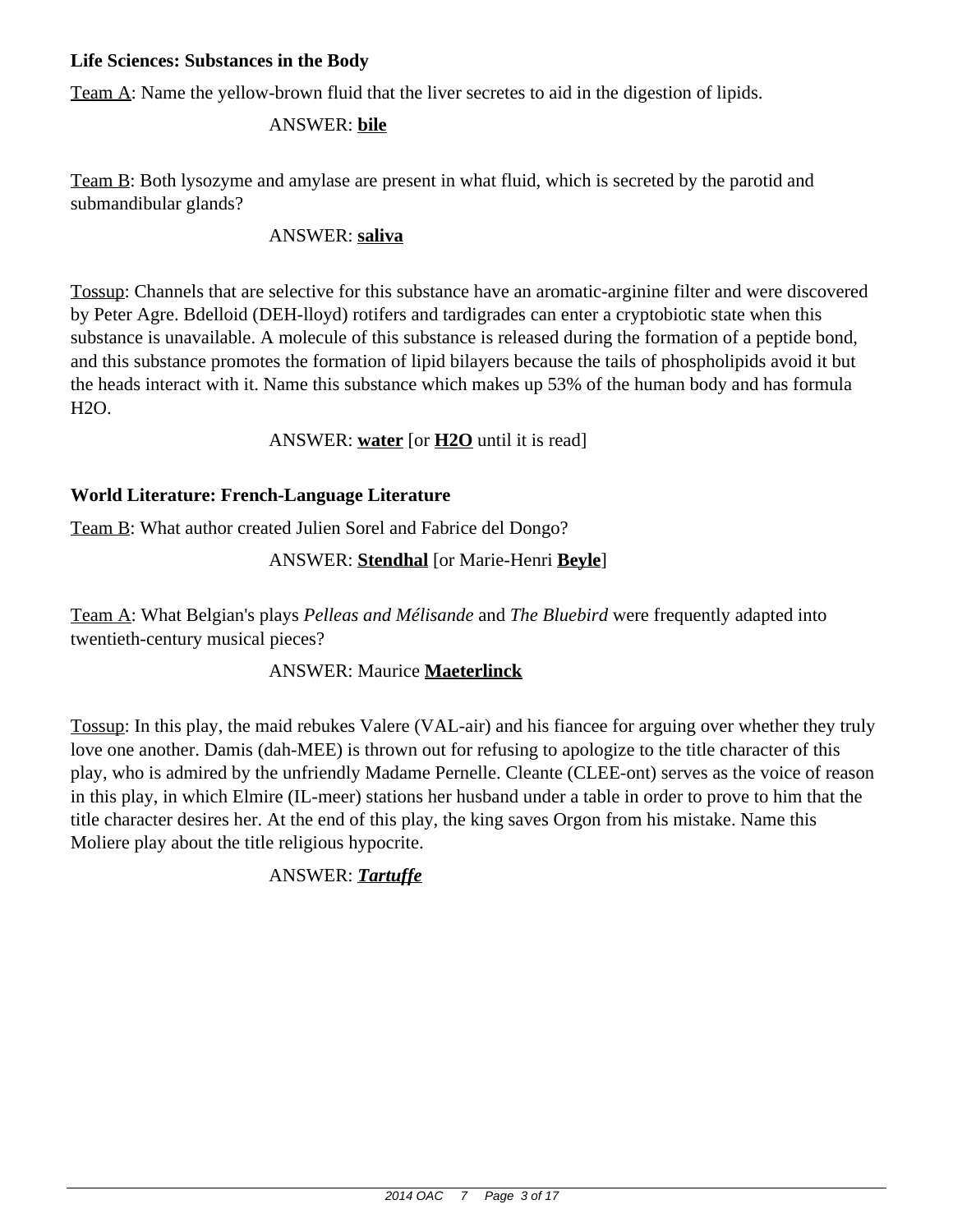**Life Sciences: Substances in the Body**

Team A: Name the yellow-brown fluid that the liver secretes to aid in the digestion of lipids.

ANSWER: **bile**

Team B: Both lysozyme and amylase are present in what fluid, which is secreted by the parotid and submandibular glands?

ANSWER: **saliva**

Tossup: Channels that are selective for this substance have an aromatic-arginine filter and were discovered by Peter Agre. Bdelloid (DEH-lloyd) rotifers and tardigrades can enter a cryptobiotic state when this substance is unavailable. A molecule of this substance is released during the formation of a peptide bond, and this substance promotes the formation of lipid bilayers because the tails of phospholipids avoid it but the heads interact with it. Name this substance which makes up 53% of the human body and has formula $H_2O$.

ANSWER: **water** [or **$H_2O$** until it is read]

**World Literature: French-Language Literature**

Team B: What author created Julien Sorel and Fabrice del Dongo?

ANSWER: **Stendhal** [or Marie-Henri **Beyle**]

Team A: What Belgian's plays *Pelleas and Mélisande* and *The Bluebird* were frequently adapted into twentieth-century musical pieces?

ANSWER: Maurice **Maeterlinck**

Tossup: In this play, the maid rebukes Valere (VAL-air) and his fiancee for arguing over whether they truly love one another. Damis (dah-MEE) is thrown out for refusing to apologize to the title character of this play, who is admired by the unfriendly Madame Pernelle. Cleante (CLEE-ont) serves as the voice of reason in this play, in which Elmire (IL-meer) stations her husband under a table in order to prove to him that the title character desires her. At the end of this play, the king saves Orgon from his mistake. Name this Moliere play about the title religious hypocrite.

ANSWER: ***Tartuffe***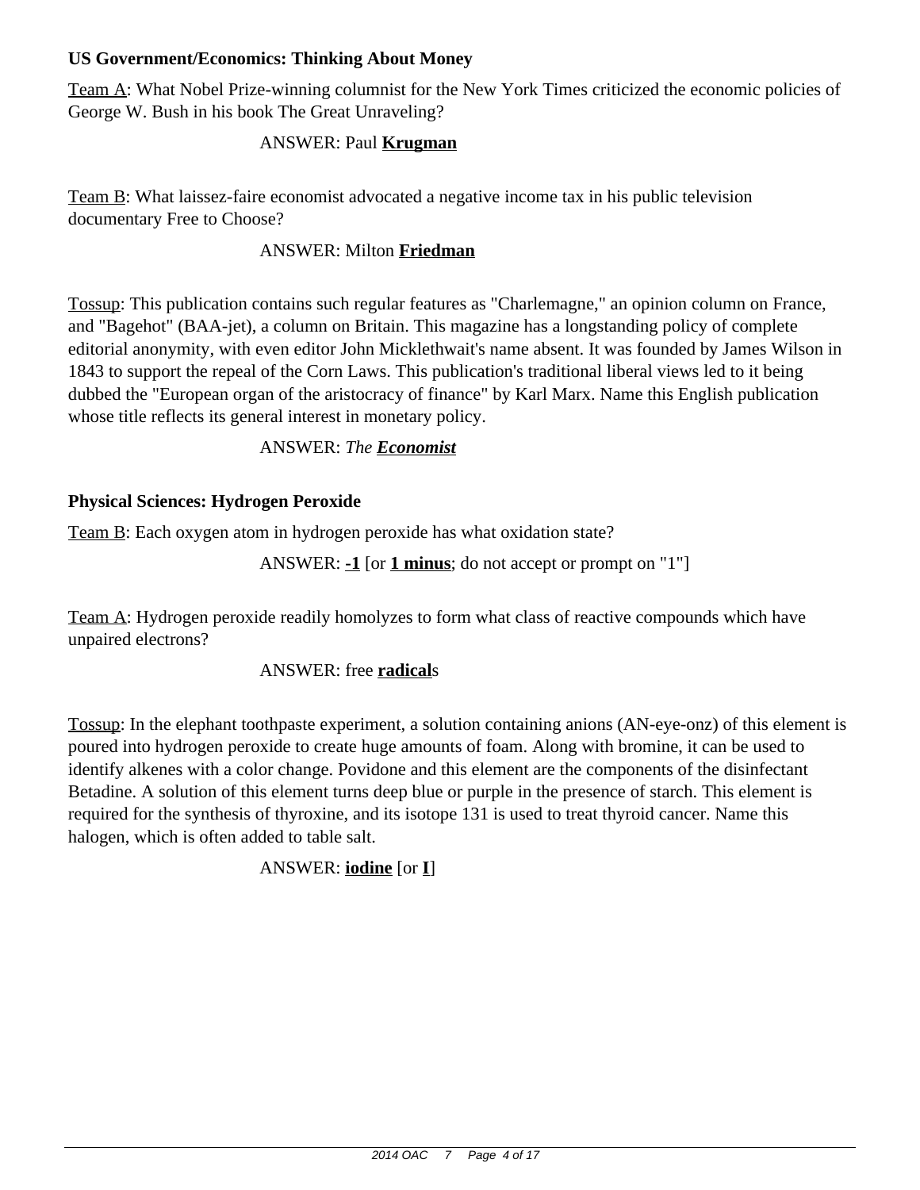**US Government/Economics: Thinking About Money**

Team A: What Nobel Prize-winning columnist for the New York Times criticized the economic policies of George W. Bush in his book The Great Unraveling?

ANSWER: Paul **Krugman**

Team B: What laissez-faire economist advocated a negative income tax in his public television documentary Free to Choose?

ANSWER: Milton **Friedman**

Tossup: This publication contains such regular features as "Charlemagne," an opinion column on France, and "Bagehot" (BAA-jet), a column on Britain. This magazine has a longstanding policy of complete editorial anonymity, with even editor John Micklethwait's name absent. It was founded by James Wilson in 1843 to support the repeal of the Corn Laws. This publication's traditional liberal views led to it being dubbed the "European organ of the aristocracy of finance" by Karl Marx. Name this English publication whose title reflects its general interest in monetary policy.

ANSWER: *The* ***Economist***

**Physical Sciences: Hydrogen Peroxide**

Team B: Each oxygen atom in hydrogen peroxide has what oxidation state?

ANSWER: **-1** [or **1 minus**; do not accept or prompt on "1"]

Team A: Hydrogen peroxide readily homolyzes to form what class of reactive compounds which have unpaired electrons?

ANSWER: free **radical**s

Tossup: In the elephant toothpaste experiment, a solution containing anions (AN-eye-onz) of this element is poured into hydrogen peroxide to create huge amounts of foam. Along with bromine, it can be used to identify alkenes with a color change. Povidone and this element are the components of the disinfectant Betadine. A solution of this element turns deep blue or purple in the presence of starch. This element is required for the synthesis of thyroxine, and its isotope 131 is used to treat thyroid cancer. Name this halogen, which is often added to table salt.

ANSWER: **iodine** [or **I**]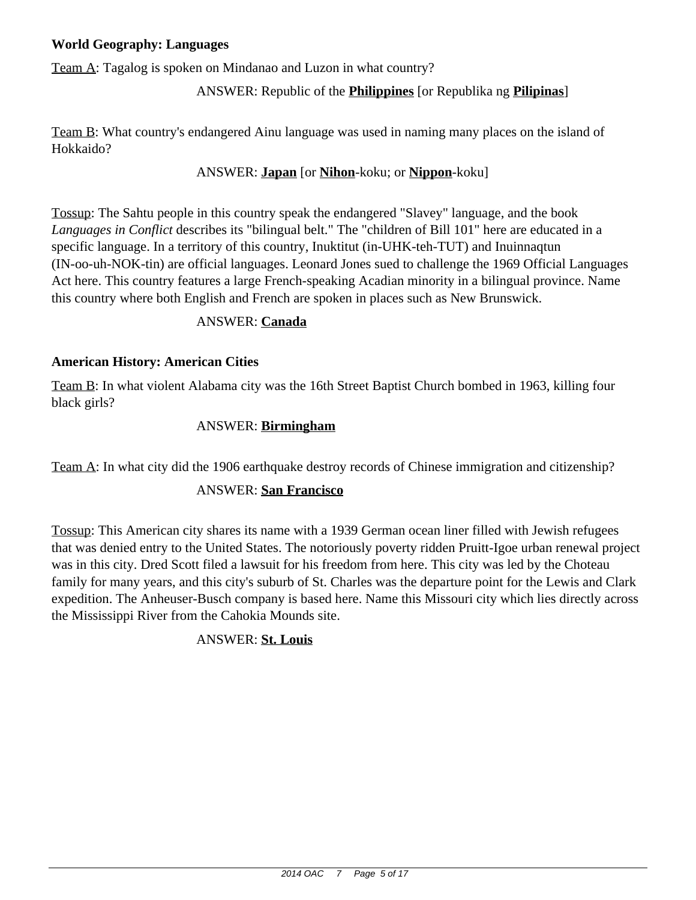**World Geography: Languages**

Team A: Tagalog is spoken on Mindanao and Luzon in what country?

ANSWER: Republic of the **Philippines** [or Republika ng **Pilipinas**]

Team B: What country's endangered Ainu language was used in naming many places on the island of Hokkaido?

ANSWER: **Japan** [or **Nihon**-koku; or **Nippon**-koku]

Tossup: The Sahtu people in this country speak the endangered "Slavey" language, and the book *Languages in Conflict* describes its "bilingual belt." The "children of Bill 101" here are educated in a specific language. In a territory of this country, Inuktitut (in-UHK-teh-TUT) and Inuinnaqtun (IN-oo-uh-NOK-tin) are official languages. Leonard Jones sued to challenge the 1969 Official Languages Act here. This country features a large French-speaking Acadian minority in a bilingual province. Name this country where both English and French are spoken in places such as New Brunswick.

ANSWER: **Canada**

**American History: American Cities**

Team B: In what violent Alabama city was the 16th Street Baptist Church bombed in 1963, killing four black girls?

ANSWER: **Birmingham**

Team A: In what city did the 1906 earthquake destroy records of Chinese immigration and citizenship?

ANSWER: **San Francisco**

Tossup: This American city shares its name with a 1939 German ocean liner filled with Jewish refugees that was denied entry to the United States. The notoriously poverty ridden Pruitt-Igoe urban renewal project was in this city. Dred Scott filed a lawsuit for his freedom from here. This city was led by the Choteau family for many years, and this city's suburb of St. Charles was the departure point for the Lewis and Clark expedition. The Anheuser-Busch company is based here. Name this Missouri city which lies directly across the Mississippi River from the Cahokia Mounds site.

ANSWER: **St. Louis**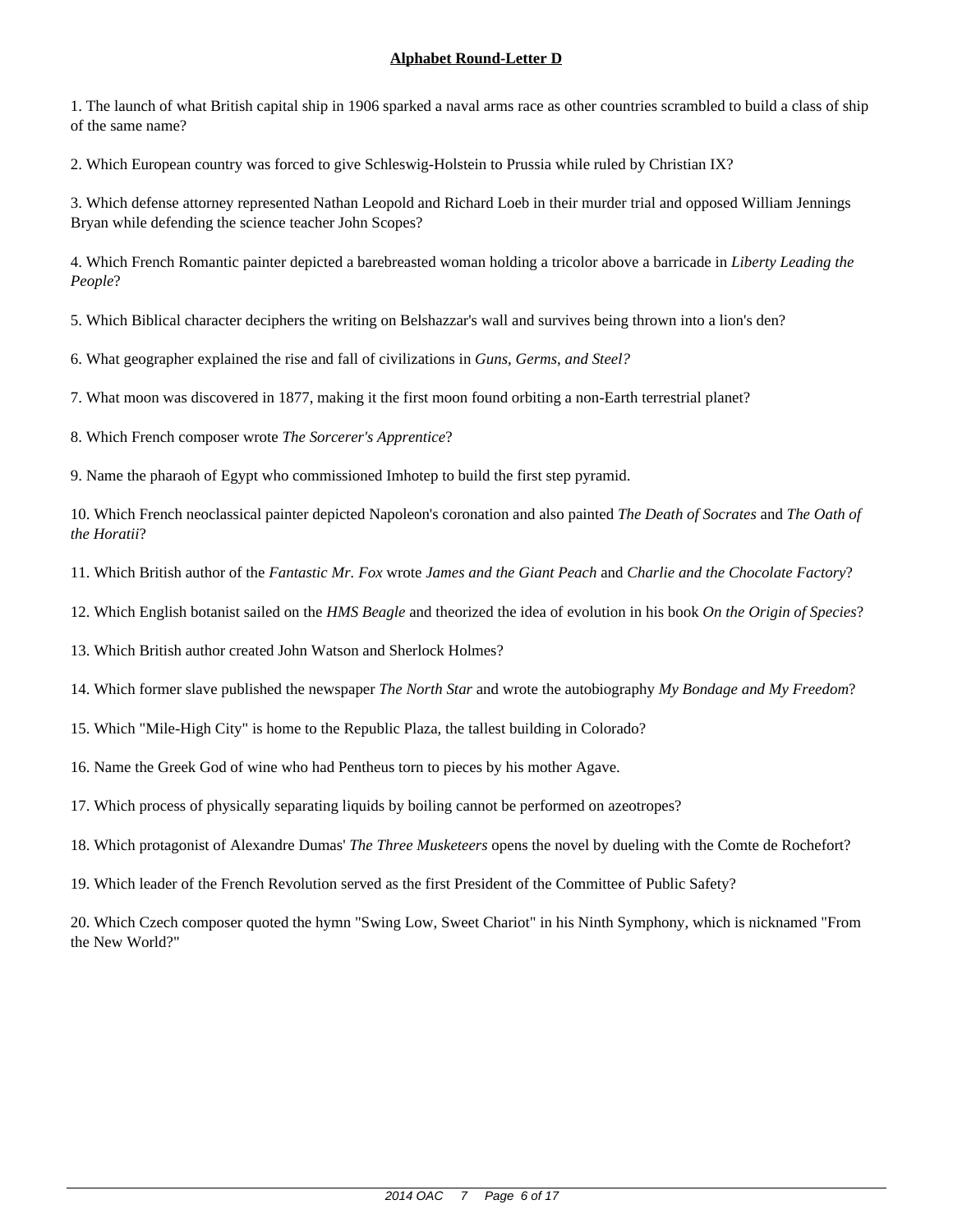**Alphabet Round-Letter D**

1. The launch of what British capital ship in 1906 sparked a naval arms race as other countries scrambled to build a class of ship of the same name?

2. Which European country was forced to give Schleswig-Holstein to Prussia while ruled by Christian IX?

3. Which defense attorney represented Nathan Leopold and Richard Loeb in their murder trial and opposed William Jennings Bryan while defending the science teacher John Scopes?

4. Which French Romantic painter depicted a barebreasted woman holding a tricolor above a barricade in *Liberty Leading the People*?

5. Which Biblical character deciphers the writing on Belshazzar's wall and survives being thrown into a lion's den?

6. What geographer explained the rise and fall of civilizations in *Guns, Germs, and Steel?*

7. What moon was discovered in 1877, making it the first moon found orbiting a non-Earth terrestrial planet?

8. Which French composer wrote *The Sorcerer's Apprentice*?

9. Name the pharaoh of Egypt who commissioned Imhotep to build the first step pyramid.

10. Which French neoclassical painter depicted Napoleon's coronation and also painted *The Death of Socrates* and *The Oath of the Horatii*?

11. Which British author of the *Fantastic Mr. Fox* wrote *James and the Giant Peach* and *Charlie and the Chocolate Factory*?

12. Which English botanist sailed on the *HMS Beagle* and theorized the idea of evolution in his book *On the Origin of Species*?

13. Which British author created John Watson and Sherlock Holmes?

14. Which former slave published the newspaper *The North Star* and wrote the autobiography *My Bondage and My Freedom*?

15. Which "Mile-High City" is home to the Republic Plaza, the tallest building in Colorado?

16. Name the Greek God of wine who had Pentheus torn to pieces by his mother Agave.

17. Which process of physically separating liquids by boiling cannot be performed on azeotropes?

18. Which protagonist of Alexandre Dumas' *The Three Musketeers* opens the novel by dueling with the Comte de Rochefort?

19. Which leader of the French Revolution served as the first President of the Committee of Public Safety?

20. Which Czech composer quoted the hymn "Swing Low, Sweet Chariot" in his Ninth Symphony, which is nicknamed "From the New World?"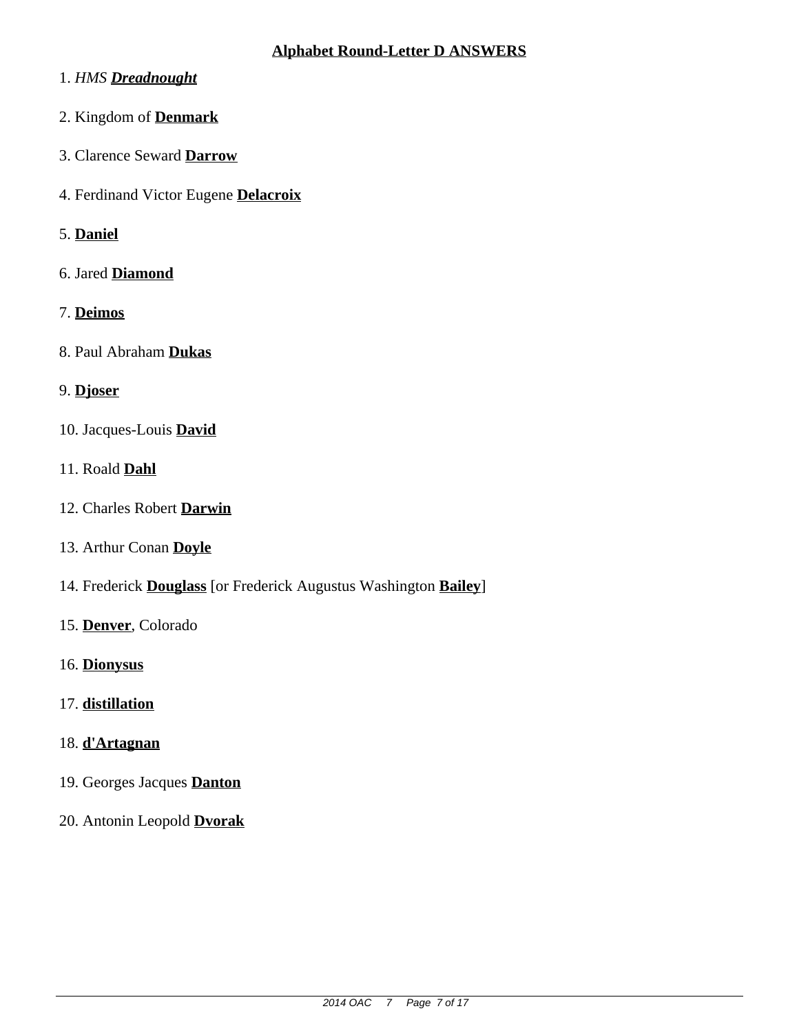**Alphabet Round-Letter D ANSWERS**

1. *HMS **Dreadnought***

2. Kingdom of **Denmark**

3. Clarence Seward **Darrow**

4. Ferdinand Victor Eugene **Delacroix**

5. **Daniel**

6. Jared **Diamond**

7. **Deimos**

8. Paul Abraham **Dukas**

9. **Djoser**

10. Jacques-Louis **David**

11. Roald **Dahl**

12. Charles Robert **Darwin**

13. Arthur Conan **Doyle**

14. Frederick **Douglass** [or Frederick Augustus Washington **Bailey**]

15. **Denver**, Colorado

16. **Dionysus**

17. **distillation**

18. **d'Artagnan**

19. Georges Jacques **Danton**

20. Antonin Leopold **Dvorak**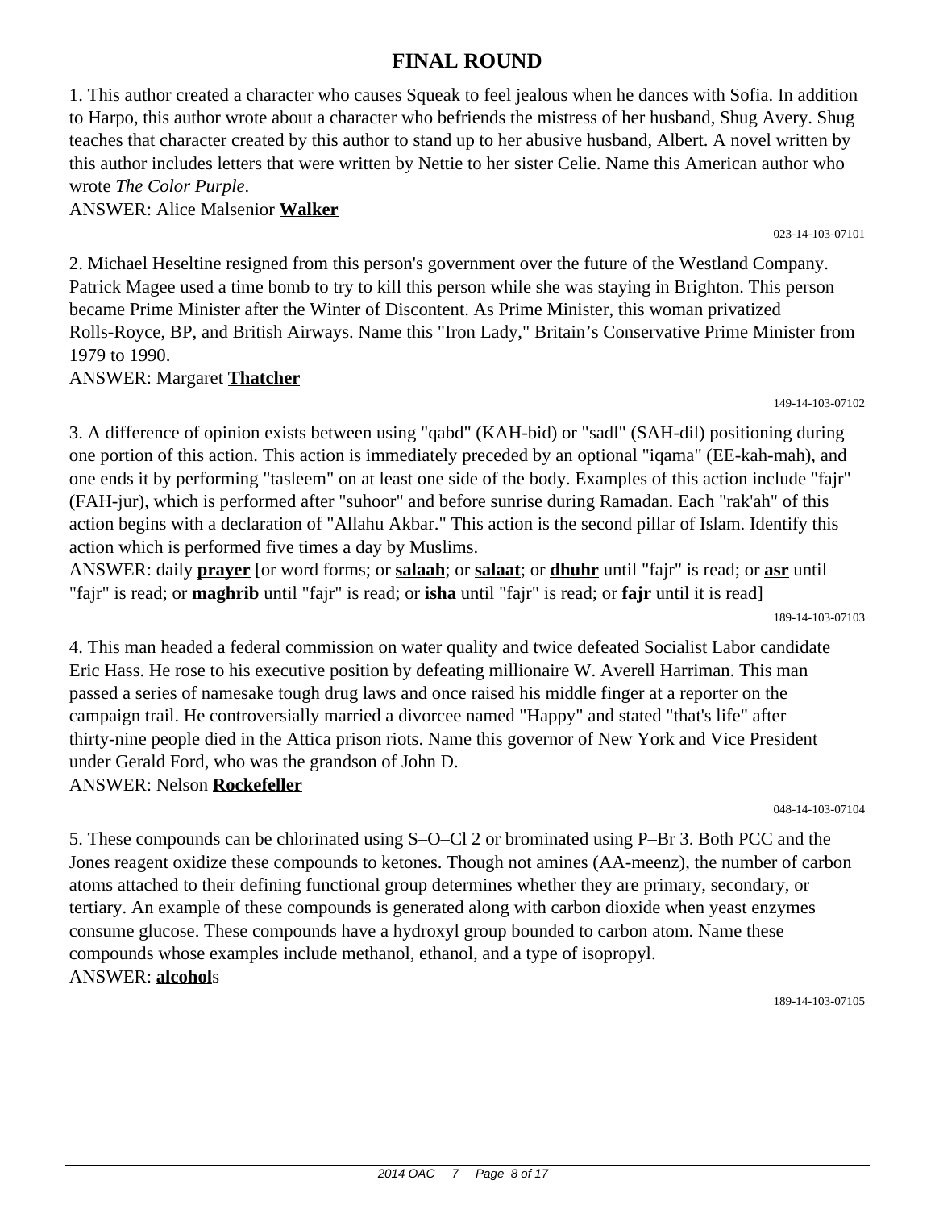# FINAL ROUND

1. This author created a character who causes Squeak to feel jealous when he dances with Sofia. In addition to Harpo, this author wrote about a character who befriends the mistress of her husband, Shug Avery. Shug teaches that character created by this author to stand up to her abusive husband, Albert. A novel written by this author includes letters that were written by Nettie to her sister Celie. Name this American author who wrote *The Color Purple*.

ANSWER: Alice Malsenior **Walker**

023-14-103-07101

2. Michael Heseltine resigned from this person's government over the future of the Westland Company. Patrick Magee used a time bomb to try to kill this person while she was staying in Brighton. This person became Prime Minister after the Winter of Discontent. As Prime Minister, this woman privatized Rolls-Royce, BP, and British Airways. Name this "Iron Lady," Britain's Conservative Prime Minister from 1979 to 1990.

ANSWER: Margaret **Thatcher**

149-14-103-07102

3. A difference of opinion exists between using "qabd" (KAH-bid) or "sadl" (SAH-dil) positioning during one portion of this action. This action is immediately preceded by an optional "iqama" (EE-kah-mah), and one ends it by performing "tasleem" on at least one side of the body. Examples of this action include "fajr" (FAH-jur), which is performed after "suhoor" and before sunrise during Ramadan. Each "rak'ah" of this action begins with a declaration of "Allahu Akbar." This action is the second pillar of Islam. Identify this action which is performed five times a day by Muslims.

ANSWER: daily **prayer** [or word forms; or **salaah**; or **salaat**; or **dhuhr** until "fajr" is read; or **asr** until "fajr" is read; or **maghrib** until "fajr" is read; or **isha** until "fajr" is read; or **fajr** until it is read]

189-14-103-07103

4. This man headed a federal commission on water quality and twice defeated Socialist Labor candidate Eric Hass. He rose to his executive position by defeating millionaire W. Averell Harriman. This man passed a series of namesake tough drug laws and once raised his middle finger at a reporter on the campaign trail. He controversially married a divorcee named "Happy" and stated "that's life" after thirty-nine people died in the Attica prison riots. Name this governor of New York and Vice President under Gerald Ford, who was the grandson of John D.

ANSWER: Nelson **Rockefeller**

048-14-103-07104

5. These compounds can be chlorinated using S–O–Cl 2 or brominated using P–Br 3. Both PCC and the Jones reagent oxidize these compounds to ketones. Though not amines (AA-meenz), the number of carbon atoms attached to their defining functional group determines whether they are primary, secondary, or tertiary. An example of these compounds is generated along with carbon dioxide when yeast enzymes consume glucose. These compounds have a hydroxyl group bounded to carbon atom. Name these compounds whose examples include methanol, ethanol, and a type of isopropyl.

ANSWER: **alcohol**s

189-14-103-07105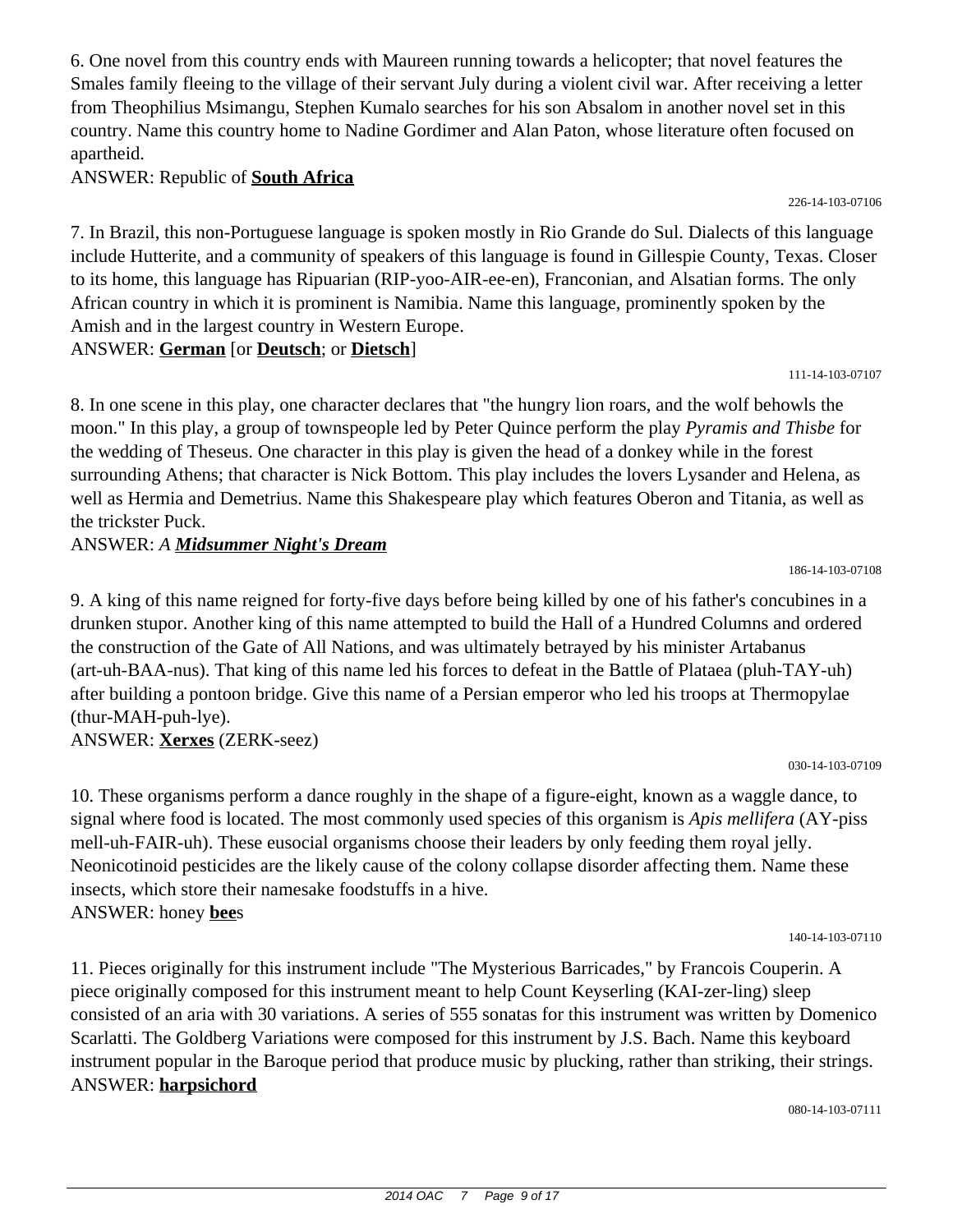6. One novel from this country ends with Maureen running towards a helicopter; that novel features the Smales family fleeing to the village of their servant July during a violent civil war. After receiving a letter from Theophilius Msimangu, Stephen Kumalo searches for his son Absalom in another novel set in this country. Name this country home to Nadine Gordimer and Alan Paton, whose literature often focused on apartheid.

ANSWER: Republic of **South Africa**

226-14-103-07106

7. In Brazil, this non-Portuguese language is spoken mostly in Rio Grande do Sul. Dialects of this language include Hutterite, and a community of speakers of this language is found in Gillespie County, Texas. Closer to its home, this language has Ripuarian (RIP-yoo-AIR-ee-en), Franconian, and Alsatian forms. The only African country in which it is prominent is Namibia. Name this language, prominently spoken by the Amish and in the largest country in Western Europe.

ANSWER: **German** [or **Deutsch**; or **Dietsch**]

111-14-103-07107

8. In one scene in this play, one character declares that "the hungry lion roars, and the wolf behowls the moon." In this play, a group of townspeople led by Peter Quince perform the play *Pyramis and Thisbe* for the wedding of Theseus. One character in this play is given the head of a donkey while in the forest surrounding Athens; that character is Nick Bottom. This play includes the lovers Lysander and Helena, as well as Hermia and Demetrius. Name this Shakespeare play which features Oberon and Titania, as well as the trickster Puck.

ANSWER: *A **Midsummer Night's Dream***

186-14-103-07108

9. A king of this name reigned for forty-five days before being killed by one of his father's concubines in a drunken stupor. Another king of this name attempted to build the Hall of a Hundred Columns and ordered the construction of the Gate of All Nations, and was ultimately betrayed by his minister Artabanus (art-uh-BAA-nus). That king of this name led his forces to defeat in the Battle of Plataea (pluh-TAY-uh) after building a pontoon bridge. Give this name of a Persian emperor who led his troops at Thermopylae (thur-MAH-puh-lye).

ANSWER: **Xerxes** (ZERK-seez)

030-14-103-07109

10. These organisms perform a dance roughly in the shape of a figure-eight, known as a waggle dance, to signal where food is located. The most commonly used species of this organism is *Apis mellifera* (AY-piss mell-uh-FAIR-uh). These eusocial organisms choose their leaders by only feeding them royal jelly. Neonicotinoid pesticides are the likely cause of the colony collapse disorder affecting them. Name these insects, which store their namesake foodstuffs in a hive.

ANSWER: honey **bee**s

140-14-103-07110

11. Pieces originally for this instrument include "The Mysterious Barricades," by Francois Couperin. A piece originally composed for this instrument meant to help Count Keyserling (KAI-zer-ling) sleep consisted of an aria with 30 variations. A series of 555 sonatas for this instrument was written by Domenico Scarlatti. The Goldberg Variations were composed for this instrument by J.S. Bach. Name this keyboard instrument popular in the Baroque period that produce music by plucking, rather than striking, their strings.

ANSWER: **harpsichord**

080-14-103-07111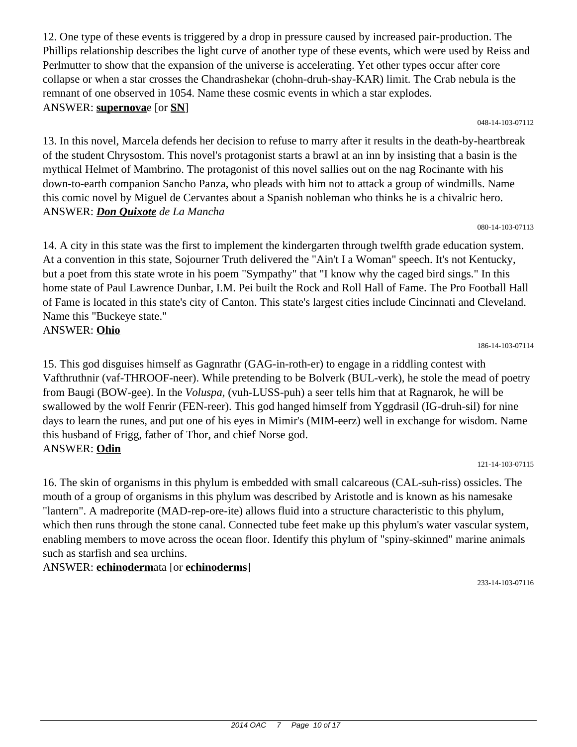12. One type of these events is triggered by a drop in pressure caused by increased pair-production. The Phillips relationship describes the light curve of another type of these events, which were used by Reiss and Perlmutter to show that the expansion of the universe is accelerating. Yet other types occur after core collapse or when a star crosses the Chandrashekar (chohn-druh-shay-KAR) limit. The Crab nebula is the remnant of one observed in 1054. Name these cosmic events in which a star explodes.
ANSWER: **supernova**e [or **SN**]

048-14-103-07112

13. In this novel, Marcela defends her decision to refuse to marry after it results in the death-by-heartbreak of the student Chrysostom. This novel's protagonist starts a brawl at an inn by insisting that a basin is the mythical Helmet of Mambrino. The protagonist of this novel sallies out on the nag Rocinante with his down-to-earth companion Sancho Panza, who pleads with him not to attack a group of windmills. Name this comic novel by Miguel de Cervantes about a Spanish nobleman who thinks he is a chivalric hero.
ANSWER: ***Don Quixote*** *de La Mancha*

080-14-103-07113

14. A city in this state was the first to implement the kindergarten through twelfth grade education system. At a convention in this state, Sojourner Truth delivered the "Ain't I a Woman" speech. It's not Kentucky, but a poet from this state wrote in his poem "Sympathy" that "I know why the caged bird sings." In this home state of Paul Lawrence Dunbar, I.M. Pei built the Rock and Roll Hall of Fame. The Pro Football Hall of Fame is located in this state's city of Canton. This state's largest cities include Cincinnati and Cleveland. Name this "Buckeye state."
ANSWER: **Ohio**

186-14-103-07114

15. This god disguises himself as Gagnrathr (GAG-in-roth-er) to engage in a riddling contest with Vafthruthnir (vaf-THROOF-neer). While pretending to be Bolverk (BUL-verk), he stole the mead of poetry from Baugi (BOW-gee). In the *Voluspa,* (vuh-LUSS-puh) a seer tells him that at Ragnarok, he will be swallowed by the wolf Fenrir (FEN-reer). This god hanged himself from Yggdrasil (IG-druh-sil) for nine days to learn the runes, and put one of his eyes in Mimir's (MIM-eerz) well in exchange for wisdom. Name this husband of Frigg, father of Thor, and chief Norse god.
ANSWER: **Odin**

121-14-103-07115

16. The skin of organisms in this phylum is embedded with small calcareous (CAL-suh-riss) ossicles. The mouth of a group of organisms in this phylum was described by Aristotle and is known as his namesake "lantern". A madreporite (MAD-rep-ore-ite) allows fluid into a structure characteristic to this phylum, which then runs through the stone canal. Connected tube feet make up this phylum's water vascular system, enabling members to move across the ocean floor. Identify this phylum of "spiny-skinned" marine animals such as starfish and sea urchins.
ANSWER: **echinoderm**ata [or **echinoderms**]

233-14-103-07116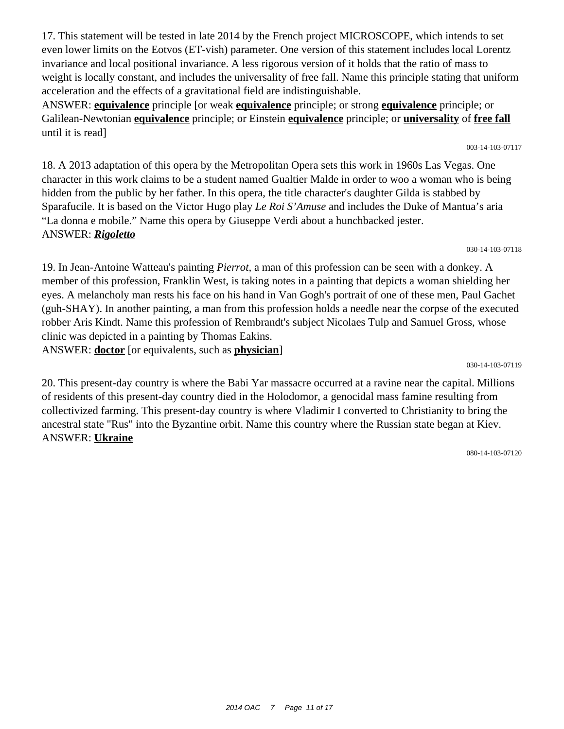17. This statement will be tested in late 2014 by the French project MICROSCOPE, which intends to set even lower limits on the Eotvos (ET-vish) parameter. One version of this statement includes local Lorentz invariance and local positional invariance. A less rigorous version of it holds that the ratio of mass to weight is locally constant, and includes the universality of free fall. Name this principle stating that uniform acceleration and the effects of a gravitational field are indistinguishable.

ANSWER: **equivalence** principle [or weak **equivalence** principle; or strong **equivalence** principle; or Galilean-Newtonian **equivalence** principle; or Einstein **equivalence** principle; or **universality** of **free fall** until it is read]

003-14-103-07117

18. A 2013 adaptation of this opera by the Metropolitan Opera sets this work in 1960s Las Vegas. One character in this work claims to be a student named Gualtier Malde in order to woo a woman who is being hidden from the public by her father. In this opera, the title character's daughter Gilda is stabbed by Sparafucile. It is based on the Victor Hugo play *Le Roi S'Amuse* and includes the Duke of Mantua's aria "La donna e mobile." Name this opera by Giuseppe Verdi about a hunchbacked jester.

ANSWER: ***Rigoletto***

030-14-103-07118

19. In Jean-Antoine Watteau's painting *Pierrot*, a man of this profession can be seen with a donkey. A member of this profession, Franklin West, is taking notes in a painting that depicts a woman shielding her eyes. A melancholy man rests his face on his hand in Van Gogh's portrait of one of these men, Paul Gachet (guh-SHAY). In another painting, a man from this profession holds a needle near the corpse of the executed robber Aris Kindt. Name this profession of Rembrandt's subject Nicolaes Tulp and Samuel Gross, whose clinic was depicted in a painting by Thomas Eakins.

ANSWER: **doctor** [or equivalents, such as **physician**]

030-14-103-07119

20. This present-day country is where the Babi Yar massacre occurred at a ravine near the capital. Millions of residents of this present-day country died in the Holodomor, a genocidal mass famine resulting from collectivized farming. This present-day country is where Vladimir I converted to Christianity to bring the ancestral state "Rus" into the Byzantine orbit. Name this country where the Russian state began at Kiev.

ANSWER: **Ukraine**

080-14-103-07120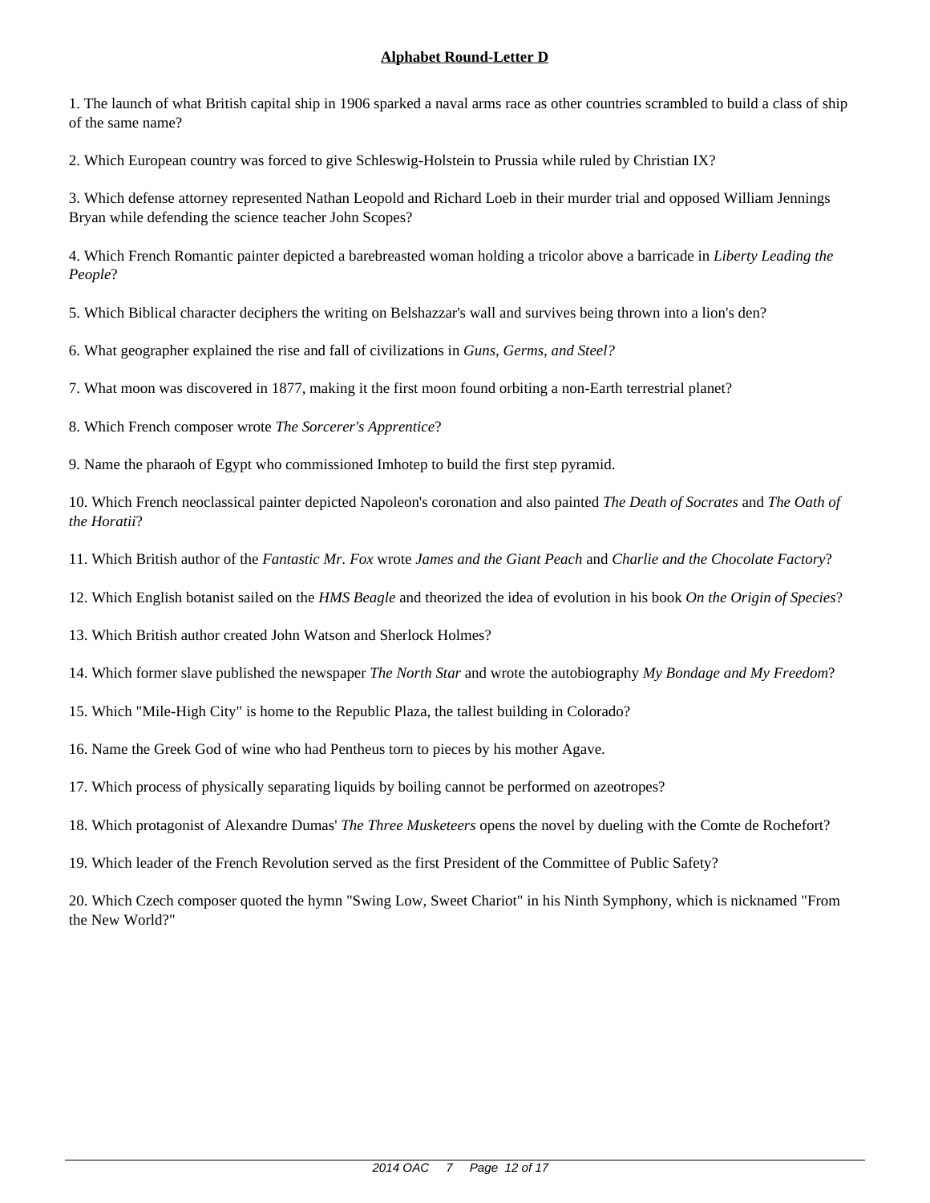**Alphabet Round-Letter D**

1. The launch of what British capital ship in 1906 sparked a naval arms race as other countries scrambled to build a class of ship of the same name?

2. Which European country was forced to give Schleswig-Holstein to Prussia while ruled by Christian IX?

3. Which defense attorney represented Nathan Leopold and Richard Loeb in their murder trial and opposed William Jennings Bryan while defending the science teacher John Scopes?

4. Which French Romantic painter depicted a barebreasted woman holding a tricolor above a barricade in *Liberty Leading the People*?

5. Which Biblical character deciphers the writing on Belshazzar's wall and survives being thrown into a lion's den?

6. What geographer explained the rise and fall of civilizations in *Guns, Germs, and Steel?*

7. What moon was discovered in 1877, making it the first moon found orbiting a non-Earth terrestrial planet?

8. Which French composer wrote *The Sorcerer's Apprentice*?

9. Name the pharaoh of Egypt who commissioned Imhotep to build the first step pyramid.

10. Which French neoclassical painter depicted Napoleon's coronation and also painted *The Death of Socrates* and *The Oath of the Horatii*?

11. Which British author of the *Fantastic Mr. Fox* wrote *James and the Giant Peach* and *Charlie and the Chocolate Factory*?

12. Which English botanist sailed on the *HMS Beagle* and theorized the idea of evolution in his book *On the Origin of Species*?

13. Which British author created John Watson and Sherlock Holmes?

14. Which former slave published the newspaper *The North Star* and wrote the autobiography *My Bondage and My Freedom*?

15. Which "Mile-High City" is home to the Republic Plaza, the tallest building in Colorado?

16. Name the Greek God of wine who had Pentheus torn to pieces by his mother Agave.

17. Which process of physically separating liquids by boiling cannot be performed on azeotropes?

18. Which protagonist of Alexandre Dumas' *The Three Musketeers* opens the novel by dueling with the Comte de Rochefort?

19. Which leader of the French Revolution served as the first President of the Committee of Public Safety?

20. Which Czech composer quoted the hymn "Swing Low, Sweet Chariot" in his Ninth Symphony, which is nicknamed "From the New World?"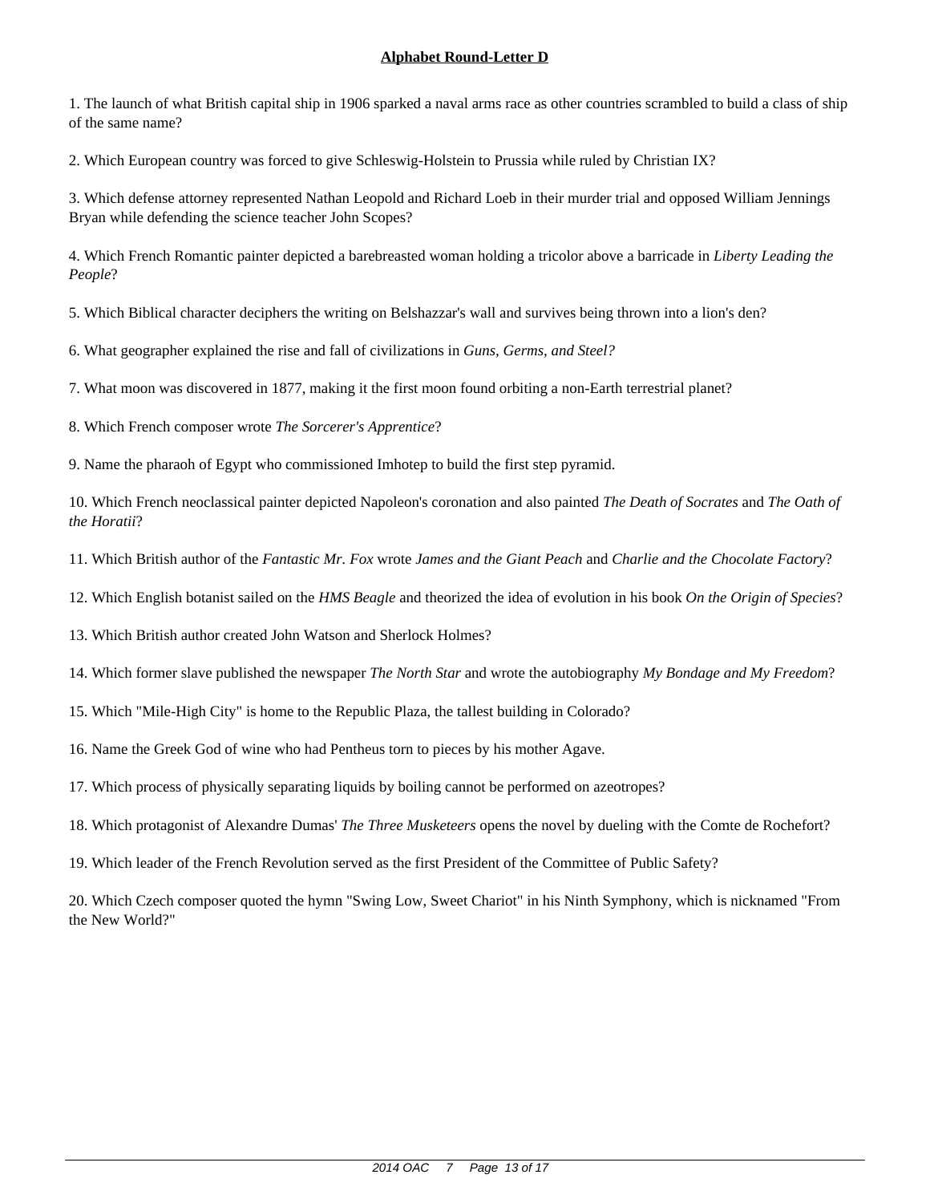## **Alphabet Round-Letter D**

1. The launch of what British capital ship in 1906 sparked a naval arms race as other countries scrambled to build a class of ship of the same name?

2. Which European country was forced to give Schleswig-Holstein to Prussia while ruled by Christian IX?

3. Which defense attorney represented Nathan Leopold and Richard Loeb in their murder trial and opposed William Jennings Bryan while defending the science teacher John Scopes?

4. Which French Romantic painter depicted a barebreasted woman holding a tricolor above a barricade in *Liberty Leading the People*?

5. Which Biblical character deciphers the writing on Belshazzar's wall and survives being thrown into a lion's den?

6. What geographer explained the rise and fall of civilizations in *Guns, Germs, and Steel?*

7. What moon was discovered in 1877, making it the first moon found orbiting a non-Earth terrestrial planet?

8. Which French composer wrote *The Sorcerer's Apprentice*?

9. Name the pharaoh of Egypt who commissioned Imhotep to build the first step pyramid.

10. Which French neoclassical painter depicted Napoleon's coronation and also painted *The Death of Socrates* and *The Oath of the Horatii*?

11. Which British author of the *Fantastic Mr. Fox* wrote *James and the Giant Peach* and *Charlie and the Chocolate Factory*?

12. Which English botanist sailed on the *HMS Beagle* and theorized the idea of evolution in his book *On the Origin of Species*?

13. Which British author created John Watson and Sherlock Holmes?

14. Which former slave published the newspaper *The North Star* and wrote the autobiography *My Bondage and My Freedom*?

15. Which "Mile-High City" is home to the Republic Plaza, the tallest building in Colorado?

16. Name the Greek God of wine who had Pentheus torn to pieces by his mother Agave.

17. Which process of physically separating liquids by boiling cannot be performed on azeotropes?

18. Which protagonist of Alexandre Dumas' *The Three Musketeers* opens the novel by dueling with the Comte de Rochefort?

19. Which leader of the French Revolution served as the first President of the Committee of Public Safety?

20. Which Czech composer quoted the hymn "Swing Low, Sweet Chariot" in his Ninth Symphony, which is nicknamed "From the New World?"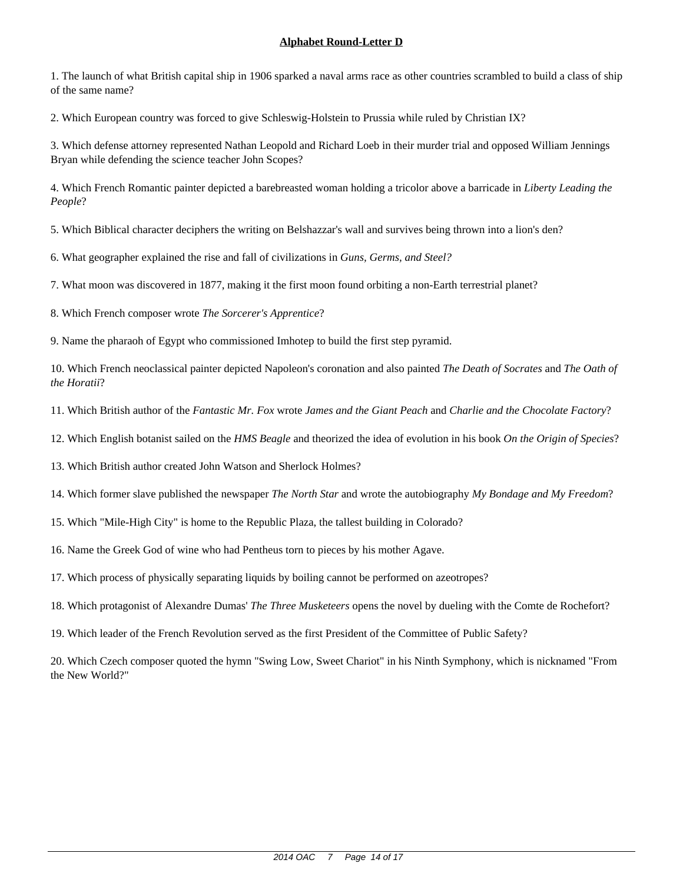**Alphabet Round-Letter D**

1. The launch of what British capital ship in 1906 sparked a naval arms race as other countries scrambled to build a class of ship of the same name?

2. Which European country was forced to give Schleswig-Holstein to Prussia while ruled by Christian IX?

3. Which defense attorney represented Nathan Leopold and Richard Loeb in their murder trial and opposed William Jennings Bryan while defending the science teacher John Scopes?

4. Which French Romantic painter depicted a barebreasted woman holding a tricolor above a barricade in *Liberty Leading the People*?

5. Which Biblical character deciphers the writing on Belshazzar's wall and survives being thrown into a lion's den?

6. What geographer explained the rise and fall of civilizations in *Guns, Germs, and Steel?*

7. What moon was discovered in 1877, making it the first moon found orbiting a non-Earth terrestrial planet?

8. Which French composer wrote *The Sorcerer's Apprentice*?

9. Name the pharaoh of Egypt who commissioned Imhotep to build the first step pyramid.

10. Which French neoclassical painter depicted Napoleon's coronation and also painted *The Death of Socrates* and *The Oath of the Horatii*?

11. Which British author of the *Fantastic Mr. Fox* wrote *James and the Giant Peach* and *Charlie and the Chocolate Factory*?

12. Which English botanist sailed on the *HMS Beagle* and theorized the idea of evolution in his book *On the Origin of Species*?

13. Which British author created John Watson and Sherlock Holmes?

14. Which former slave published the newspaper *The North Star* and wrote the autobiography *My Bondage and My Freedom*?

15. Which "Mile-High City" is home to the Republic Plaza, the tallest building in Colorado?

16. Name the Greek God of wine who had Pentheus torn to pieces by his mother Agave.

17. Which process of physically separating liquids by boiling cannot be performed on azeotropes?

18. Which protagonist of Alexandre Dumas' *The Three Musketeers* opens the novel by dueling with the Comte de Rochefort?

19. Which leader of the French Revolution served as the first President of the Committee of Public Safety?

20. Which Czech composer quoted the hymn "Swing Low, Sweet Chariot" in his Ninth Symphony, which is nicknamed "From the New World?"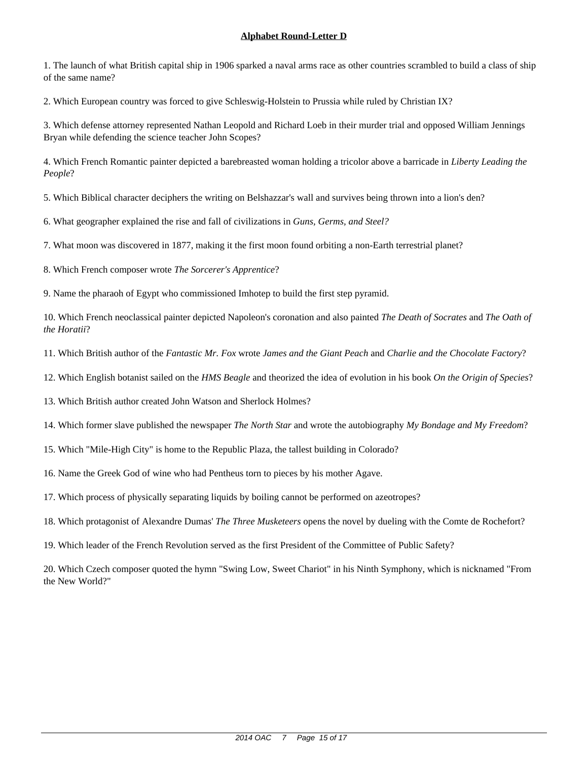## **Alphabet Round-Letter D**

1. The launch of what British capital ship in 1906 sparked a naval arms race as other countries scrambled to build a class of ship of the same name?

2. Which European country was forced to give Schleswig-Holstein to Prussia while ruled by Christian IX?

3. Which defense attorney represented Nathan Leopold and Richard Loeb in their murder trial and opposed William Jennings Bryan while defending the science teacher John Scopes?

4. Which French Romantic painter depicted a barebreasted woman holding a tricolor above a barricade in *Liberty Leading the People*?

5. Which Biblical character deciphers the writing on Belshazzar's wall and survives being thrown into a lion's den?

6. What geographer explained the rise and fall of civilizations in *Guns, Germs, and Steel?*

7. What moon was discovered in 1877, making it the first moon found orbiting a non-Earth terrestrial planet?

8. Which French composer wrote *The Sorcerer's Apprentice*?

9. Name the pharaoh of Egypt who commissioned Imhotep to build the first step pyramid.

10. Which French neoclassical painter depicted Napoleon's coronation and also painted *The Death of Socrates* and *The Oath of the Horatii*?

11. Which British author of the *Fantastic Mr. Fox* wrote *James and the Giant Peach* and *Charlie and the Chocolate Factory*?

12. Which English botanist sailed on the *HMS Beagle* and theorized the idea of evolution in his book *On the Origin of Species*?

13. Which British author created John Watson and Sherlock Holmes?

14. Which former slave published the newspaper *The North Star* and wrote the autobiography *My Bondage and My Freedom*?

15. Which "Mile-High City" is home to the Republic Plaza, the tallest building in Colorado?

16. Name the Greek God of wine who had Pentheus torn to pieces by his mother Agave.

17. Which process of physically separating liquids by boiling cannot be performed on azeotropes?

18. Which protagonist of Alexandre Dumas' *The Three Musketeers* opens the novel by dueling with the Comte de Rochefort?

19. Which leader of the French Revolution served as the first President of the Committee of Public Safety?

20. Which Czech composer quoted the hymn "Swing Low, Sweet Chariot" in his Ninth Symphony, which is nicknamed "From the New World?"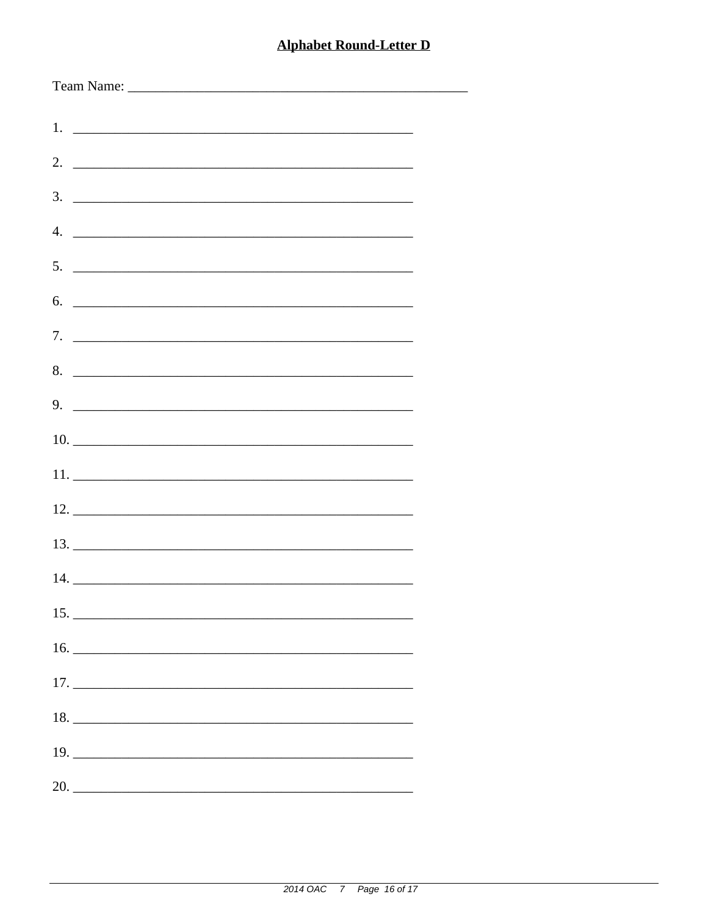**Alphabet Round-Letter D**

Team Name: ______________________________________________

1. ______________________________________________
2. ______________________________________________
3. ______________________________________________
4. ______________________________________________
5. ______________________________________________
6. ______________________________________________
7. ______________________________________________
8. ______________________________________________
9. ______________________________________________
10. ______________________________________________
11. ______________________________________________
12. ______________________________________________
13. ______________________________________________
14. ______________________________________________
15. ______________________________________________
16. ______________________________________________
17. ______________________________________________
18. ______________________________________________
19. ______________________________________________
20. ______________________________________________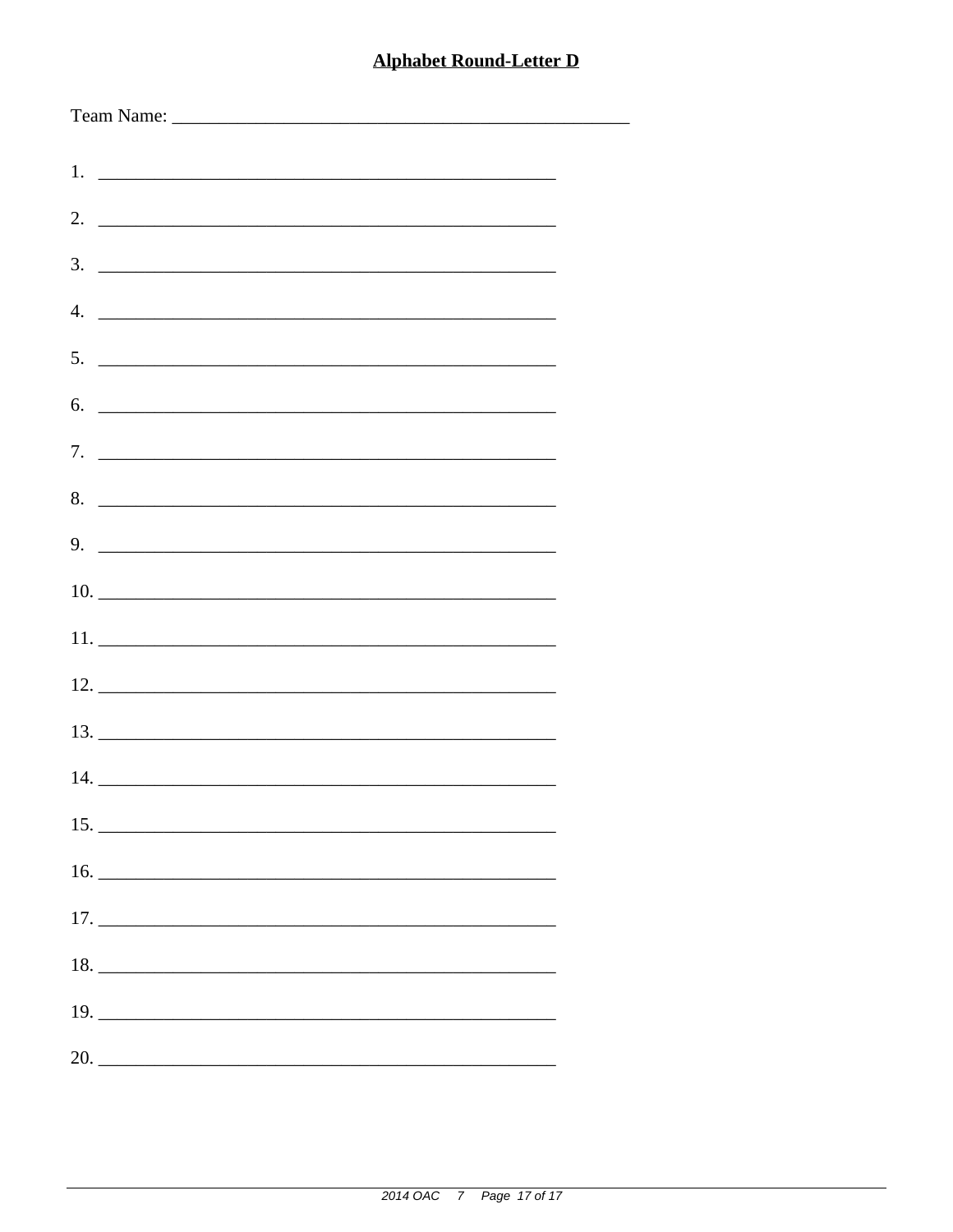**Alphabet Round-Letter D**

Team Name: ________________________________________________

1. ________________________________________________
2. ________________________________________________
3. ________________________________________________
4. ________________________________________________
5. ________________________________________________
6. ________________________________________________
7. ________________________________________________
8. ________________________________________________
9. ________________________________________________
10. ________________________________________________
11. ________________________________________________
12. ________________________________________________
13. ________________________________________________
14. ________________________________________________
15. ________________________________________________
16. ________________________________________________
17. ________________________________________________
18. ________________________________________________
19. ________________________________________________
20. ________________________________________________